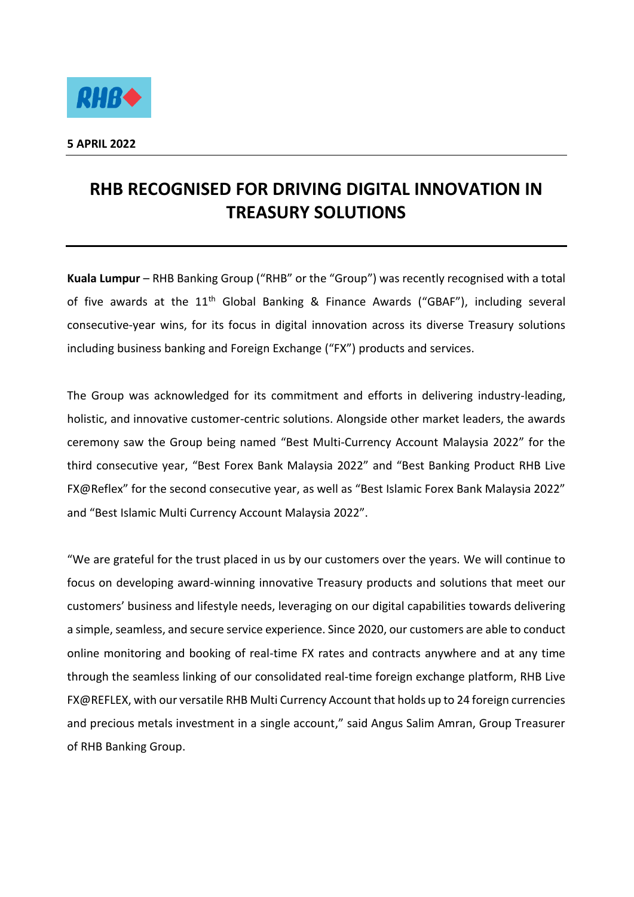**5 APRIL 2022**

# RHB RECOGNISED FOR DRIVING DIGITAL INNOVATION IN TREASURY SOLUTIONS

**Kuala Lumpur** – RHB Banking Group ("RHB" or the "Group") was recently recognised with a total of five awards at the 11th Global Banking & Finance Awards ("GBAF"), including several consecutive-year wins, for its focus in digital innovation across its diverse Treasury solutions including business banking and Foreign Exchange ("FX") products and services.

The Group was acknowledged for its commitment and efforts in delivering industry-leading, holistic, and innovative customer-centric solutions. Alongside other market leaders, the awards ceremony saw the Group being named "Best Multi-Currency Account Malaysia 2022" for the third consecutive year, "Best Forex Bank Malaysia 2022" and "Best Banking Product RHB Live FX@Reflex" for the second consecutive year, as well as "Best Islamic Forex Bank Malaysia 2022" and "Best Islamic Multi Currency Account Malaysia 2022".

"We are grateful for the trust placed in us by our customers over the years. We will continue to focus on developing award-winning innovative Treasury products and solutions that meet our customers' business and lifestyle needs, leveraging on our digital capabilities towards delivering a simple, seamless, and secure service experience. Since 2020, our customers are able to conduct online monitoring and booking of real-time FX rates and contracts anywhere and at any time through the seamless linking of our consolidated real-time foreign exchange platform, RHB Live FX@REFLEX, with our versatile RHB Multi Currency Account that holds up to 24 foreign currencies and precious metals investment in a single account," said Angus Salim Amran, Group Treasurer of RHB Banking Group.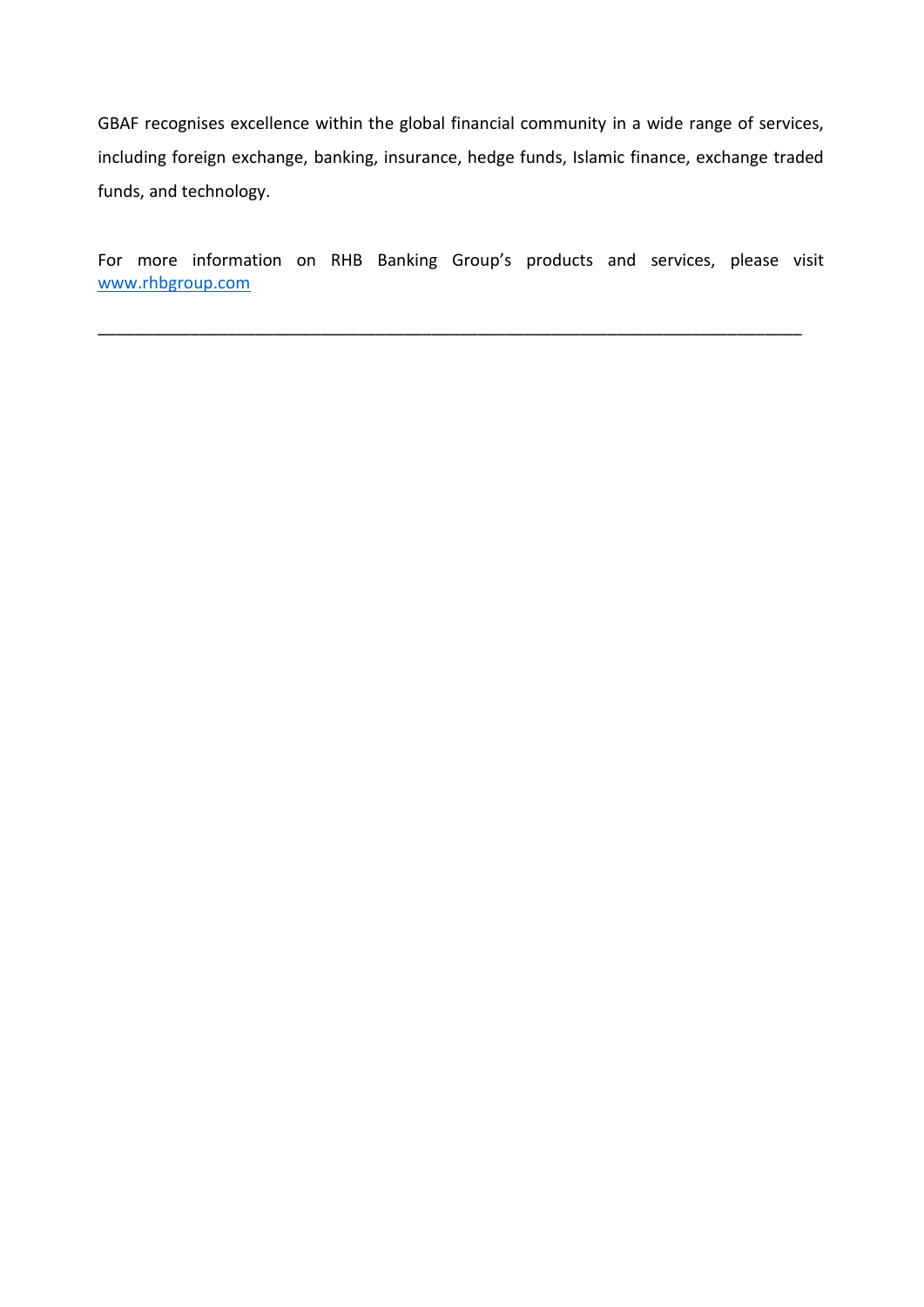GBAF recognises excellence within the global financial community in a wide range of services, including foreign exchange, banking, insurance, hedge funds, Islamic finance, exchange traded funds, and technology.

For more information on RHB Banking Group's products and services, please visit [www.rhbgroup.com](http://www.rhbgroup.com)

---